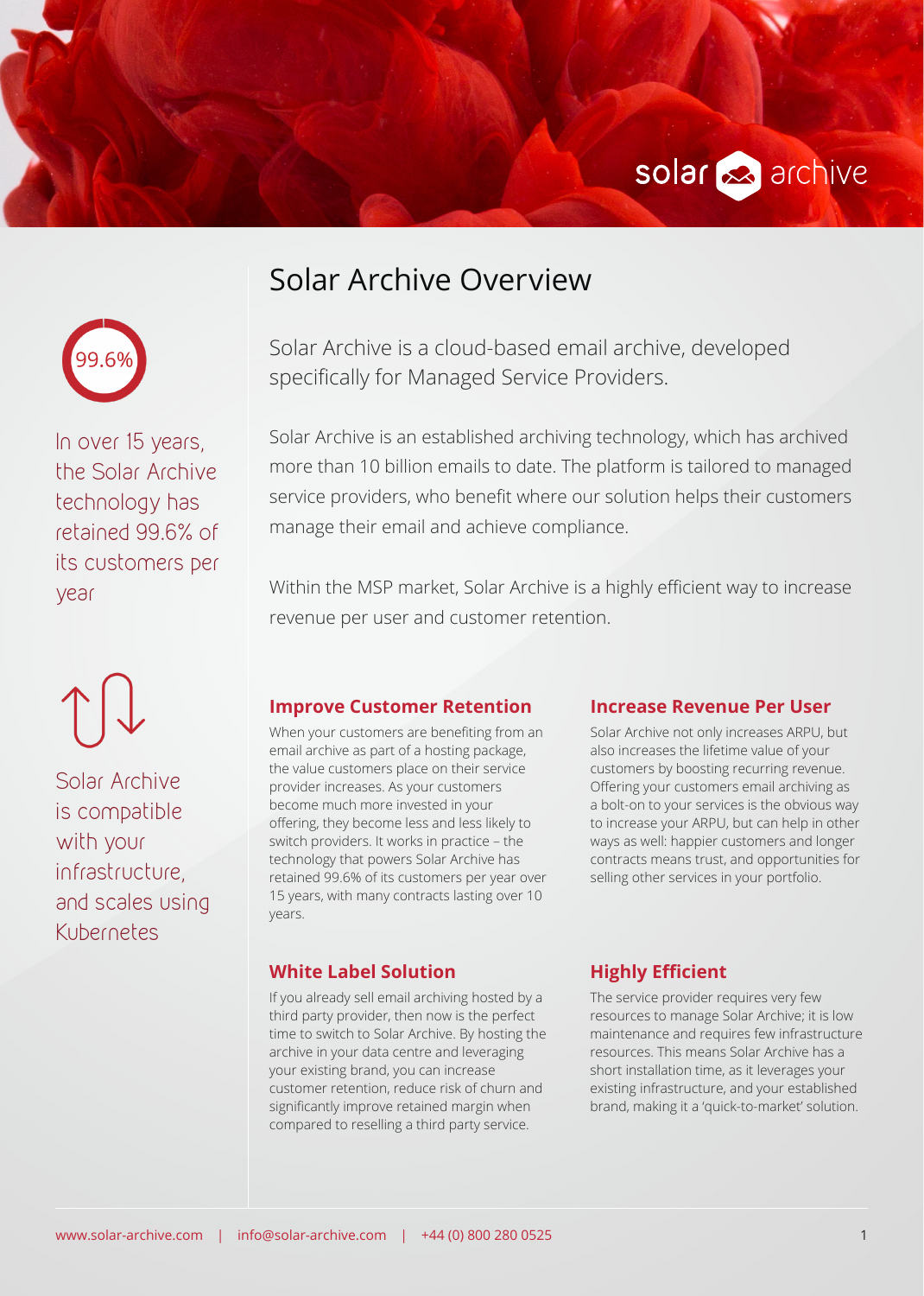# Solar Archive Overview

99.6%

In over 15 years, the Solar Archive technology has retained 99.6% of its customers per year

Solar Archive is compatible with your infrastructure, and scales using Kubernetes

Solar Archive is a cloud-based email archive, developed specifically for Managed Service Providers.

Solar Archive is an established archiving technology, which has archived more than 10 billion emails to date. The platform is tailored to managed service providers, who benefit where our solution helps their customers manage their email and achieve compliance.

Within the MSP market, Solar Archive is a highly efficient way to increase revenue per user and customer retention.

## Improve Customer Retention

When your customers are benefiting from an email archive as part of a hosting package, the value customers place on their service provider increases. As your customers become much more invested in your offering, they become less and less likely to switch providers. It works in practice – the technology that powers Solar Archive has retained 99.6% of its customers per year over 15 years, with many contracts lasting over 10 years.

## Increase Revenue Per User

Solar Archive not only increases ARPU, but also increases the lifetime value of your customers by boosting recurring revenue. Offering your customers email archiving as a bolt-on to your services is the obvious way to increase your ARPU, but can help in other ways as well: happier customers and longer contracts means trust, and opportunities for selling other services in your portfolio.

## White Label Solution

If you already sell email archiving hosted by a third party provider, then now is the perfect time to switch to Solar Archive. By hosting the archive in your data centre and leveraging your existing brand, you can increase customer retention, reduce risk of churn and significantly improve retained margin when compared to reselling a third party service.

## Highly Efficient

The service provider requires very few resources to manage Solar Archive; it is low maintenance and requires few infrastructure resources. This means Solar Archive has a short installation time, as it leverages your existing infrastructure, and your established brand, making it a 'quick-to-market' solution.

www.solar-archive.com | info@solar-archive.com | +44 (0) 800 280 0525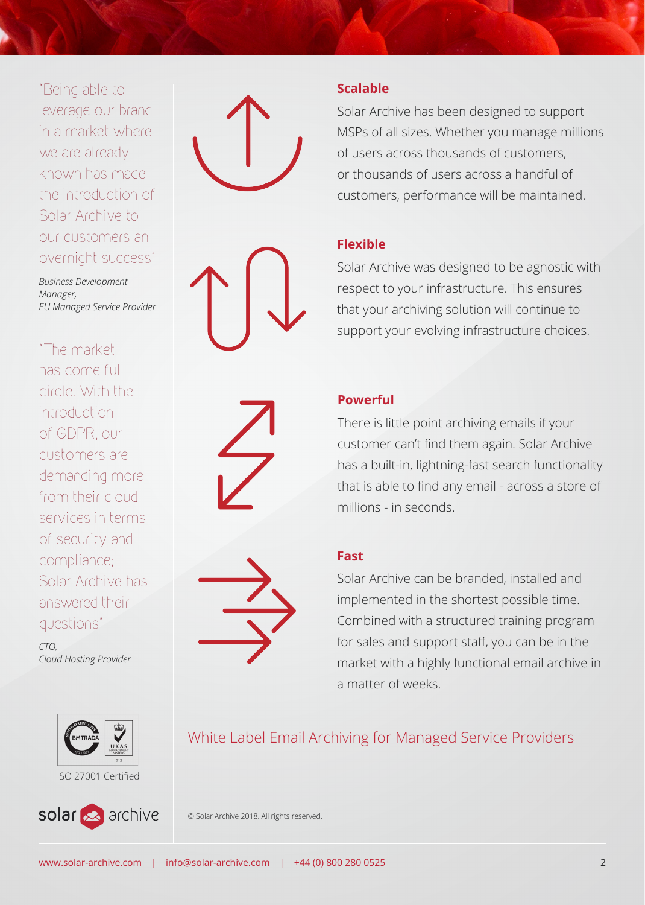"Being able to leverage our brand in a market where we are already known has made the introduction of Solar Archive to our customers an overnight success"

*Business Development Manager,*
*EU Managed Service Provider*

"The market has come full circle. With the introduction of GDPR, our customers are demanding more from their cloud services in terms of security and compliance; Solar Archive has answered their questions"

*CTO,*
*Cloud Hosting Provider*

ISO 27001 Certified

## Scalable

Solar Archive has been designed to support MSPs of all sizes. Whether you manage millions of users across thousands of customers, or thousands of users across a handful of customers, performance will be maintained.

## Flexible

Solar Archive was designed to be agnostic with respect to your infrastructure. This ensures that your archiving solution will continue to support your evolving infrastructure choices.

## Powerful

There is little point archiving emails if your customer can't find them again. Solar Archive has a built-in, lightning-fast search functionality that is able to find any email - across a store of millions - in seconds.

## Fast

Solar Archive can be branded, installed and implemented in the shortest possible time. Combined with a structured training program for sales and support staff, you can be in the market with a highly functional email archive in a matter of weeks.

White Label Email Archiving for Managed Service Providers

© Solar Archive 2018. All rights reserved.

www.solar-archive.com | info@solar-archive.com | +44 (0) 800 280 0525